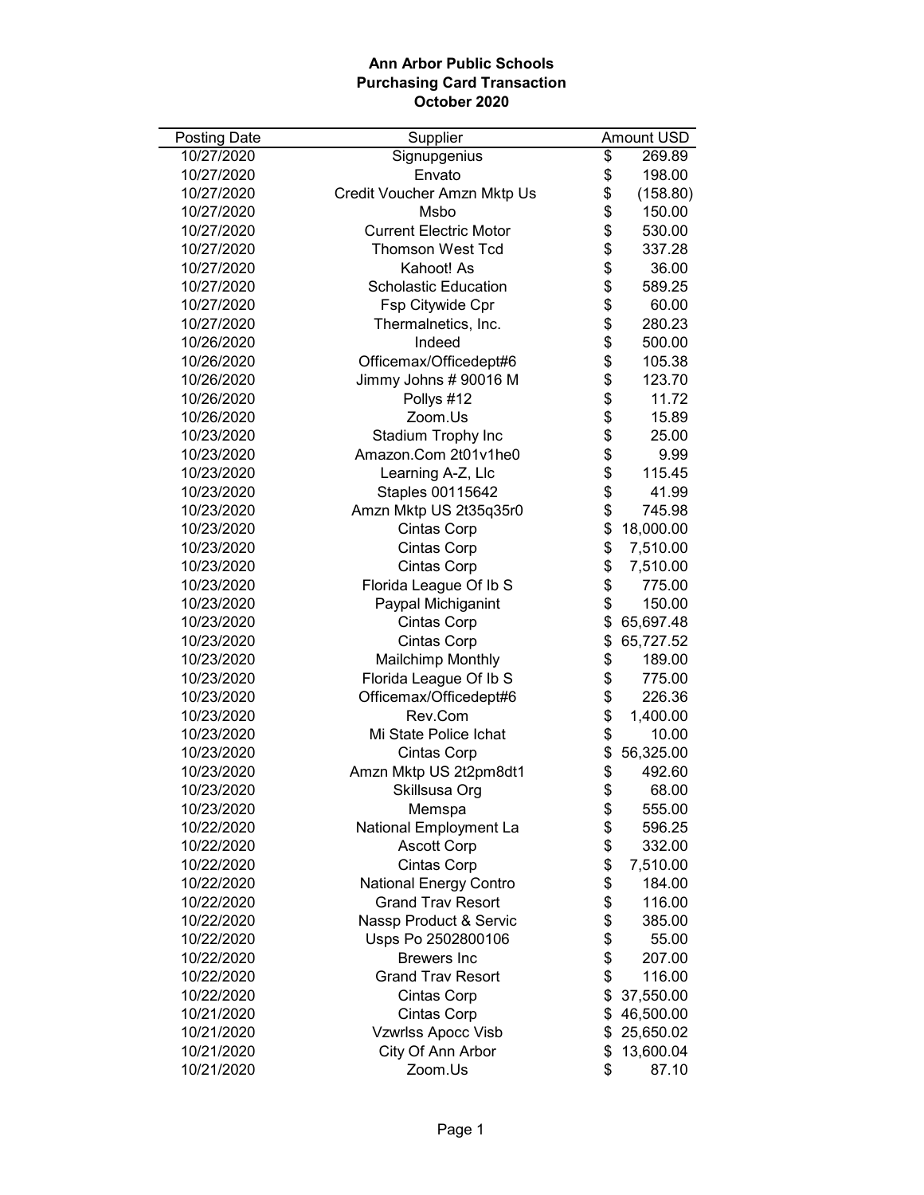# Ann Arbor Public Schools
## Purchasing Card Transaction
### October 2020

| Posting Date | Supplier | Amount USD |
|---|---|---|
| 10/27/2020 | Signupgenius | $ 269.89 |
| 10/27/2020 | Envato | $ 198.00 |
| 10/27/2020 | Credit Voucher Amzn Mktp Us | $ (158.80) |
| 10/27/2020 | Msbo | $ 150.00 |
| 10/27/2020 | Current Electric Motor | $ 530.00 |
| 10/27/2020 | Thomson West Tcd | $ 337.28 |
| 10/27/2020 | Kahoot! As | $ 36.00 |
| 10/27/2020 | Scholastic Education | $ 589.25 |
| 10/27/2020 | Fsp Citywide Cpr | $ 60.00 |
| 10/27/2020 | Thermalnetics, Inc. | $ 280.23 |
| 10/26/2020 | Indeed | $ 500.00 |
| 10/26/2020 | Officemax/Officedept#6 | $ 105.38 |
| 10/26/2020 | Jimmy Johns # 90016 M | $ 123.70 |
| 10/26/2020 | Pollys #12 | $ 11.72 |
| 10/26/2020 | Zoom.Us | $ 15.89 |
| 10/23/2020 | Stadium Trophy Inc | $ 25.00 |
| 10/23/2020 | Amazon.Com 2t01v1he0 | $ 9.99 |
| 10/23/2020 | Learning A-Z, Llc | $ 115.45 |
| 10/23/2020 | Staples 00115642 | $ 41.99 |
| 10/23/2020 | Amzn Mktp US 2t35q35r0 | $ 745.98 |
| 10/23/2020 | Cintas Corp | $ 18,000.00 |
| 10/23/2020 | Cintas Corp | $ 7,510.00 |
| 10/23/2020 | Cintas Corp | $ 7,510.00 |
| 10/23/2020 | Florida League Of Ib S | $ 775.00 |
| 10/23/2020 | Paypal Michiganint | $ 150.00 |
| 10/23/2020 | Cintas Corp | $ 65,697.48 |
| 10/23/2020 | Cintas Corp | $ 65,727.52 |
| 10/23/2020 | Mailchimp Monthly | $ 189.00 |
| 10/23/2020 | Florida League Of Ib S | $ 775.00 |
| 10/23/2020 | Officemax/Officedept#6 | $ 226.36 |
| 10/23/2020 | Rev.Com | $ 1,400.00 |
| 10/23/2020 | Mi State Police Ichat | $ 10.00 |
| 10/23/2020 | Cintas Corp | $ 56,325.00 |
| 10/23/2020 | Amzn Mktp US 2t2pm8dt1 | $ 492.60 |
| 10/23/2020 | Skillsusa Org | $ 68.00 |
| 10/23/2020 | Memspa | $ 555.00 |
| 10/22/2020 | National Employment La | $ 596.25 |
| 10/22/2020 | Ascott Corp | $ 332.00 |
| 10/22/2020 | Cintas Corp | $ 7,510.00 |
| 10/22/2020 | National Energy Contro | $ 184.00 |
| 10/22/2020 | Grand Trav Resort | $ 116.00 |
| 10/22/2020 | Nassp Product & Servic | $ 385.00 |
| 10/22/2020 | Usps Po 2502800106 | $ 55.00 |
| 10/22/2020 | Brewers Inc | $ 207.00 |
| 10/22/2020 | Grand Trav Resort | $ 116.00 |
| 10/22/2020 | Cintas Corp | $ 37,550.00 |
| 10/21/2020 | Cintas Corp | $ 46,500.00 |
| 10/21/2020 | Vzwrlss Apocc Visb | $ 25,650.02 |
| 10/21/2020 | City Of Ann Arbor | $ 13,600.04 |
| 10/21/2020 | Zoom.Us | $ 87.10 |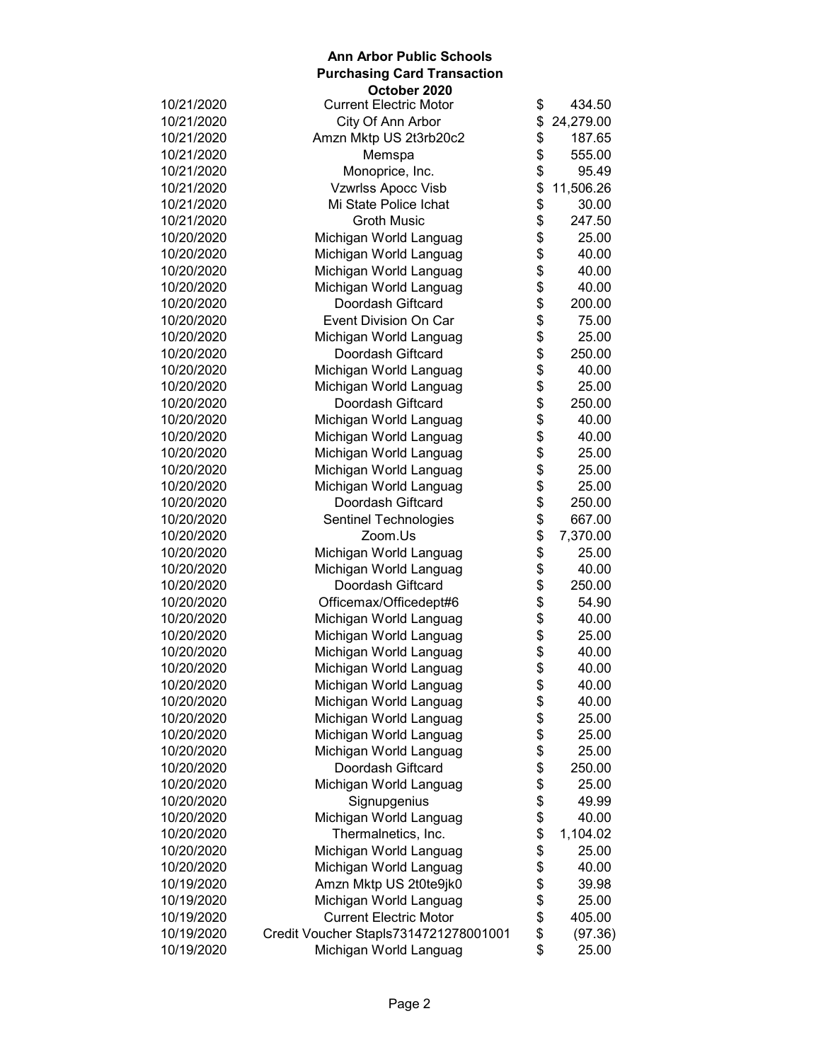**Ann Arbor Public Schools**
**Purchasing Card Transaction**
**October 2020**

| Date | Vendor | Amount |
|---|---|---|
| 10/21/2020 | Current Electric Motor | $ 434.50 |
| 10/21/2020 | City Of Ann Arbor | $ 24,279.00 |
| 10/21/2020 | Amzn Mktp US 2t3rb20c2 | $ 187.65 |
| 10/21/2020 | Memspa | $ 555.00 |
| 10/21/2020 | Monoprice, Inc. | $ 95.49 |
| 10/21/2020 | Vzwrlss Apocc Visb | $ 11,506.26 |
| 10/21/2020 | Mi State Police Ichat | $ 30.00 |
| 10/21/2020 | Groth Music | $ 247.50 |
| 10/20/2020 | Michigan World Languag | $ 25.00 |
| 10/20/2020 | Michigan World Languag | $ 40.00 |
| 10/20/2020 | Michigan World Languag | $ 40.00 |
| 10/20/2020 | Michigan World Languag | $ 40.00 |
| 10/20/2020 | Doordash Giftcard | $ 200.00 |
| 10/20/2020 | Event Division On Car | $ 75.00 |
| 10/20/2020 | Michigan World Languag | $ 25.00 |
| 10/20/2020 | Doordash Giftcard | $ 250.00 |
| 10/20/2020 | Michigan World Languag | $ 40.00 |
| 10/20/2020 | Michigan World Languag | $ 25.00 |
| 10/20/2020 | Doordash Giftcard | $ 250.00 |
| 10/20/2020 | Michigan World Languag | $ 40.00 |
| 10/20/2020 | Michigan World Languag | $ 40.00 |
| 10/20/2020 | Michigan World Languag | $ 25.00 |
| 10/20/2020 | Michigan World Languag | $ 25.00 |
| 10/20/2020 | Michigan World Languag | $ 25.00 |
| 10/20/2020 | Doordash Giftcard | $ 250.00 |
| 10/20/2020 | Sentinel Technologies | $ 667.00 |
| 10/20/2020 | Zoom.Us | $ 7,370.00 |
| 10/20/2020 | Michigan World Languag | $ 25.00 |
| 10/20/2020 | Michigan World Languag | $ 40.00 |
| 10/20/2020 | Doordash Giftcard | $ 250.00 |
| 10/20/2020 | Officemax/Officedept#6 | $ 54.90 |
| 10/20/2020 | Michigan World Languag | $ 40.00 |
| 10/20/2020 | Michigan World Languag | $ 25.00 |
| 10/20/2020 | Michigan World Languag | $ 40.00 |
| 10/20/2020 | Michigan World Languag | $ 40.00 |
| 10/20/2020 | Michigan World Languag | $ 40.00 |
| 10/20/2020 | Michigan World Languag | $ 40.00 |
| 10/20/2020 | Michigan World Languag | $ 25.00 |
| 10/20/2020 | Michigan World Languag | $ 25.00 |
| 10/20/2020 | Michigan World Languag | $ 25.00 |
| 10/20/2020 | Doordash Giftcard | $ 250.00 |
| 10/20/2020 | Michigan World Languag | $ 25.00 |
| 10/20/2020 | Signupgenius | $ 49.99 |
| 10/20/2020 | Michigan World Languag | $ 40.00 |
| 10/20/2020 | Thermalnetics, Inc. | $ 1,104.02 |
| 10/20/2020 | Michigan World Languag | $ 25.00 |
| 10/20/2020 | Michigan World Languag | $ 40.00 |
| 10/19/2020 | Amzn Mktp US 2t0te9jk0 | $ 39.98 |
| 10/19/2020 | Michigan World Languag | $ 25.00 |
| 10/19/2020 | Current Electric Motor | $ 405.00 |
| 10/19/2020 | Credit Voucher Stapls7314721278001001 | $ (97.36) |
| 10/19/2020 | Michigan World Languag | $ 25.00 |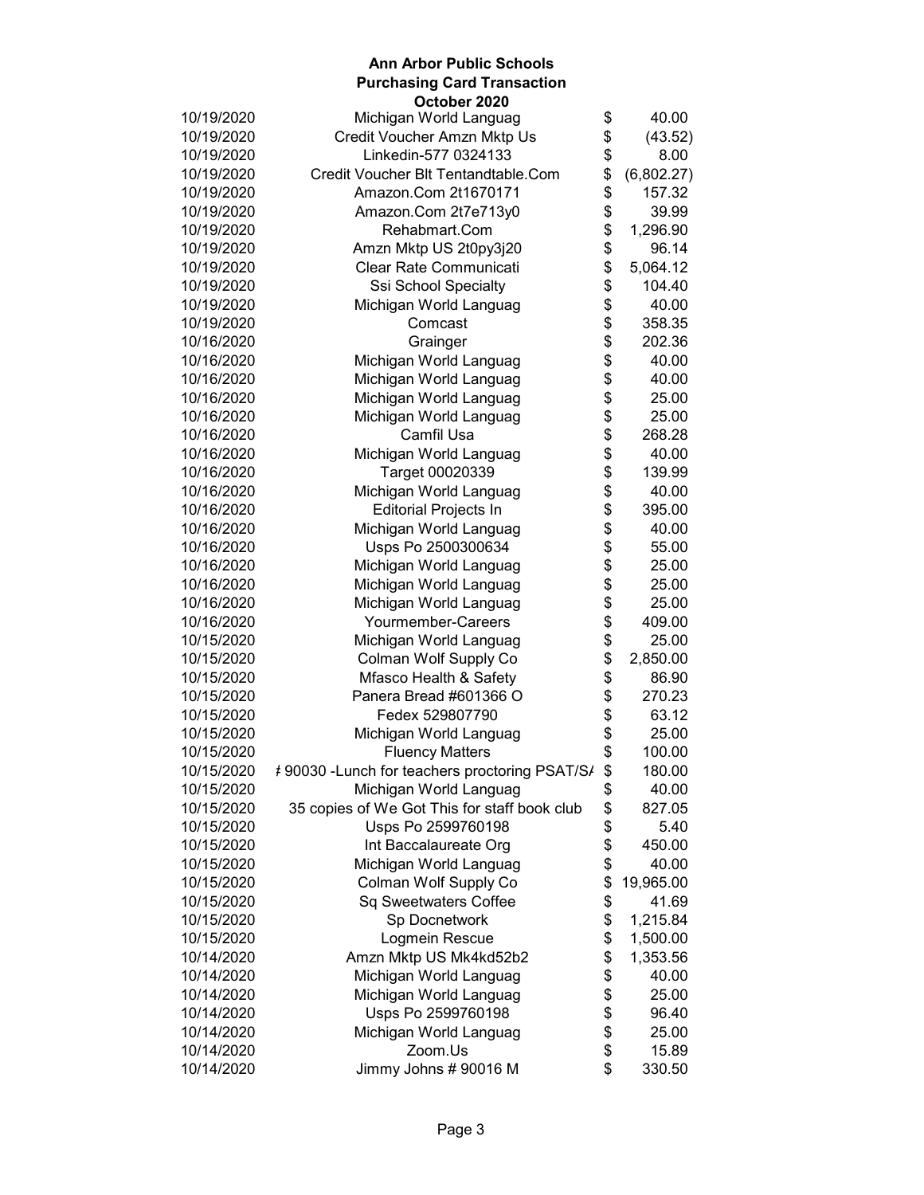**Ann Arbor Public Schools**
**Purchasing Card Transaction**
**October 2020**

| Date | Vendor | Amount |
|---|---|---|
| 10/19/2020 | Michigan World Languag | $ 40.00 |
| 10/19/2020 | Credit Voucher Amzn Mktp Us | $ (43.52) |
| 10/19/2020 | Linkedin-577 0324133 | $ 8.00 |
| 10/19/2020 | Credit Voucher Blt Tentandtable.Com | $ (6,802.27) |
| 10/19/2020 | Amazon.Com 2t1670171 | $ 157.32 |
| 10/19/2020 | Amazon.Com 2t7e713y0 | $ 39.99 |
| 10/19/2020 | Rehabmart.Com | $ 1,296.90 |
| 10/19/2020 | Amzn Mktp US 2t0py3j20 | $ 96.14 |
| 10/19/2020 | Clear Rate Communicati | $ 5,064.12 |
| 10/19/2020 | Ssi School Specialty | $ 104.40 |
| 10/19/2020 | Michigan World Languag | $ 40.00 |
| 10/19/2020 | Comcast | $ 358.35 |
| 10/16/2020 | Grainger | $ 202.36 |
| 10/16/2020 | Michigan World Languag | $ 40.00 |
| 10/16/2020 | Michigan World Languag | $ 40.00 |
| 10/16/2020 | Michigan World Languag | $ 25.00 |
| 10/16/2020 | Michigan World Languag | $ 25.00 |
| 10/16/2020 | Camfil Usa | $ 268.28 |
| 10/16/2020 | Michigan World Languag | $ 40.00 |
| 10/16/2020 | Target 00020339 | $ 139.99 |
| 10/16/2020 | Michigan World Languag | $ 40.00 |
| 10/16/2020 | Editorial Projects In | $ 395.00 |
| 10/16/2020 | Michigan World Languag | $ 40.00 |
| 10/16/2020 | Usps Po 2500300634 | $ 55.00 |
| 10/16/2020 | Michigan World Languag | $ 25.00 |
| 10/16/2020 | Michigan World Languag | $ 25.00 |
| 10/16/2020 | Michigan World Languag | $ 25.00 |
| 10/16/2020 | Yourmember-Careers | $ 409.00 |
| 10/15/2020 | Michigan World Languag | $ 25.00 |
| 10/15/2020 | Colman Wolf Supply Co | $ 2,850.00 |
| 10/15/2020 | Mfasco Health & Safety | $ 86.90 |
| 10/15/2020 | Panera Bread #601366 O | $ 270.23 |
| 10/15/2020 | Fedex 529807790 | $ 63.12 |
| 10/15/2020 | Michigan World Languag | $ 25.00 |
| 10/15/2020 | Fluency Matters | $ 100.00 |
| 10/15/2020 | # 90030 -Lunch for teachers proctoring PSAT/SA | $ 180.00 |
| 10/15/2020 | Michigan World Languag | $ 40.00 |
| 10/15/2020 | 35 copies of We Got This for staff book club | $ 827.05 |
| 10/15/2020 | Usps Po 2599760198 | $ 5.40 |
| 10/15/2020 | Int Baccalaureate Org | $ 450.00 |
| 10/15/2020 | Michigan World Languag | $ 40.00 |
| 10/15/2020 | Colman Wolf Supply Co | $ 19,965.00 |
| 10/15/2020 | Sq Sweetwaters Coffee | $ 41.69 |
| 10/15/2020 | Sp Docnetwork | $ 1,215.84 |
| 10/15/2020 | Logmein Rescue | $ 1,500.00 |
| 10/14/2020 | Amzn Mktp US Mk4kd52b2 | $ 1,353.56 |
| 10/14/2020 | Michigan World Languag | $ 40.00 |
| 10/14/2020 | Michigan World Languag | $ 25.00 |
| 10/14/2020 | Usps Po 2599760198 | $ 96.40 |
| 10/14/2020 | Michigan World Languag | $ 25.00 |
| 10/14/2020 | Zoom.Us | $ 15.89 |
| 10/14/2020 | Jimmy Johns # 90016 M | $ 330.50 |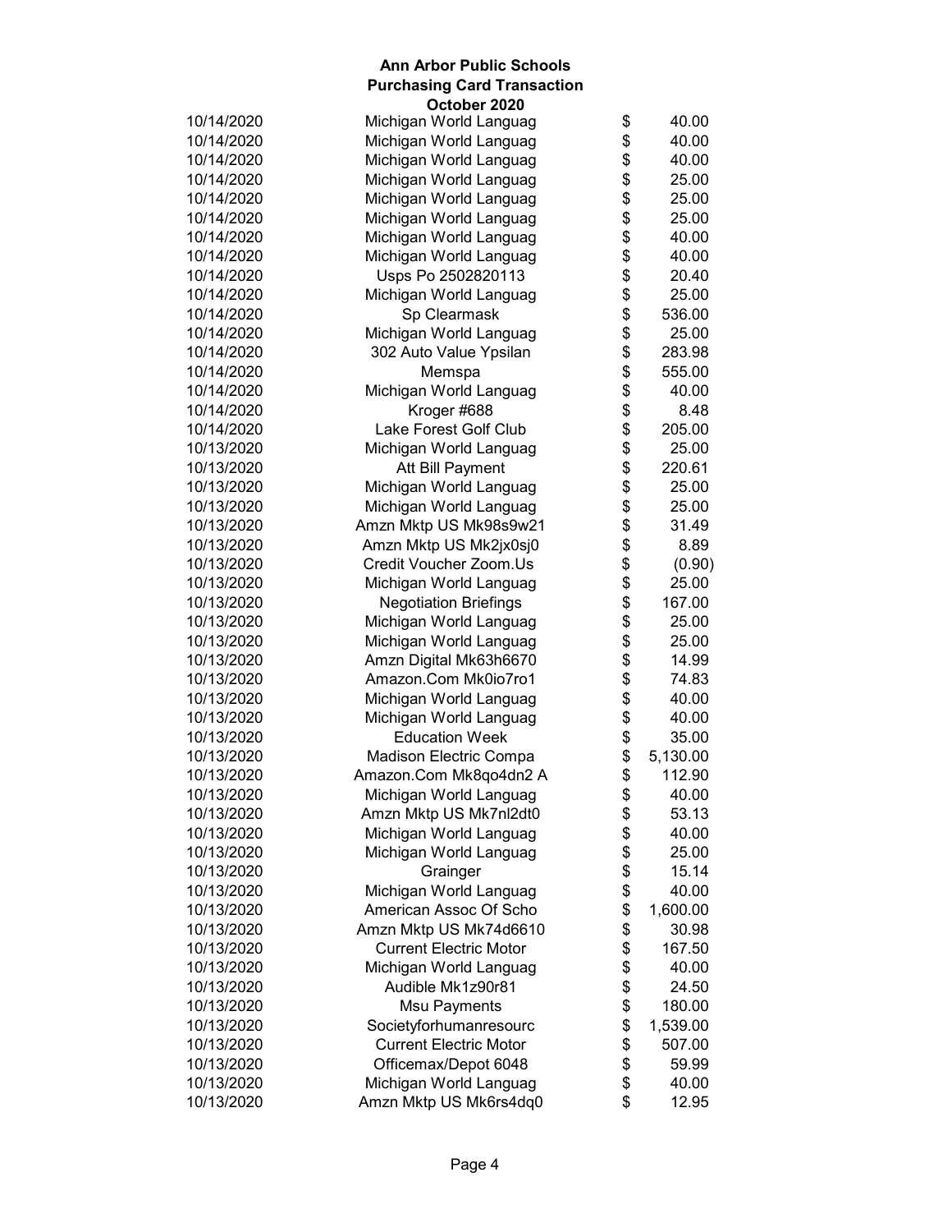**Ann Arbor Public Schools**
**Purchasing Card Transaction**
**October 2020**

| Date | Vendor | Amount |
|---|---|---|
| 10/14/2020 | Michigan World Languag | $ 40.00 |
| 10/14/2020 | Michigan World Languag | $ 40.00 |
| 10/14/2020 | Michigan World Languag | $ 40.00 |
| 10/14/2020 | Michigan World Languag | $ 25.00 |
| 10/14/2020 | Michigan World Languag | $ 25.00 |
| 10/14/2020 | Michigan World Languag | $ 25.00 |
| 10/14/2020 | Michigan World Languag | $ 40.00 |
| 10/14/2020 | Michigan World Languag | $ 40.00 |
| 10/14/2020 | Usps Po 2502820113 | $ 20.40 |
| 10/14/2020 | Michigan World Languag | $ 25.00 |
| 10/14/2020 | Sp Clearmask | $ 536.00 |
| 10/14/2020 | Michigan World Languag | $ 25.00 |
| 10/14/2020 | 302 Auto Value Ypsilan | $ 283.98 |
| 10/14/2020 | Memspa | $ 555.00 |
| 10/14/2020 | Michigan World Languag | $ 40.00 |
| 10/14/2020 | Kroger #688 | $ 8.48 |
| 10/14/2020 | Lake Forest Golf Club | $ 205.00 |
| 10/13/2020 | Michigan World Languag | $ 25.00 |
| 10/13/2020 | Att Bill Payment | $ 220.61 |
| 10/13/2020 | Michigan World Languag | $ 25.00 |
| 10/13/2020 | Michigan World Languag | $ 25.00 |
| 10/13/2020 | Amzn Mktp US Mk98s9w21 | $ 31.49 |
| 10/13/2020 | Amzn Mktp US Mk2jx0sj0 | $ 8.89 |
| 10/13/2020 | Credit Voucher Zoom.Us | $ (0.90) |
| 10/13/2020 | Michigan World Languag | $ 25.00 |
| 10/13/2020 | Negotiation Briefings | $ 167.00 |
| 10/13/2020 | Michigan World Languag | $ 25.00 |
| 10/13/2020 | Michigan World Languag | $ 25.00 |
| 10/13/2020 | Amzn Digital Mk63h6670 | $ 14.99 |
| 10/13/2020 | Amazon.Com Mk0io7ro1 | $ 74.83 |
| 10/13/2020 | Michigan World Languag | $ 40.00 |
| 10/13/2020 | Michigan World Languag | $ 40.00 |
| 10/13/2020 | Education Week | $ 35.00 |
| 10/13/2020 | Madison Electric Compa | $ 5,130.00 |
| 10/13/2020 | Amazon.Com Mk8qo4dn2 A | $ 112.90 |
| 10/13/2020 | Michigan World Languag | $ 40.00 |
| 10/13/2020 | Amzn Mktp US Mk7nl2dt0 | $ 53.13 |
| 10/13/2020 | Michigan World Languag | $ 40.00 |
| 10/13/2020 | Michigan World Languag | $ 25.00 |
| 10/13/2020 | Grainger | $ 15.14 |
| 10/13/2020 | Michigan World Languag | $ 40.00 |
| 10/13/2020 | American Assoc Of Scho | $ 1,600.00 |
| 10/13/2020 | Amzn Mktp US Mk74d6610 | $ 30.98 |
| 10/13/2020 | Current Electric Motor | $ 167.50 |
| 10/13/2020 | Michigan World Languag | $ 40.00 |
| 10/13/2020 | Audible Mk1z90r81 | $ 24.50 |
| 10/13/2020 | Msu Payments | $ 180.00 |
| 10/13/2020 | Societyforhumanresourc | $ 1,539.00 |
| 10/13/2020 | Current Electric Motor | $ 507.00 |
| 10/13/2020 | Officemax/Depot 6048 | $ 59.99 |
| 10/13/2020 | Michigan World Languag | $ 40.00 |
| 10/13/2020 | Amzn Mktp US Mk6rs4dq0 | $ 12.95 |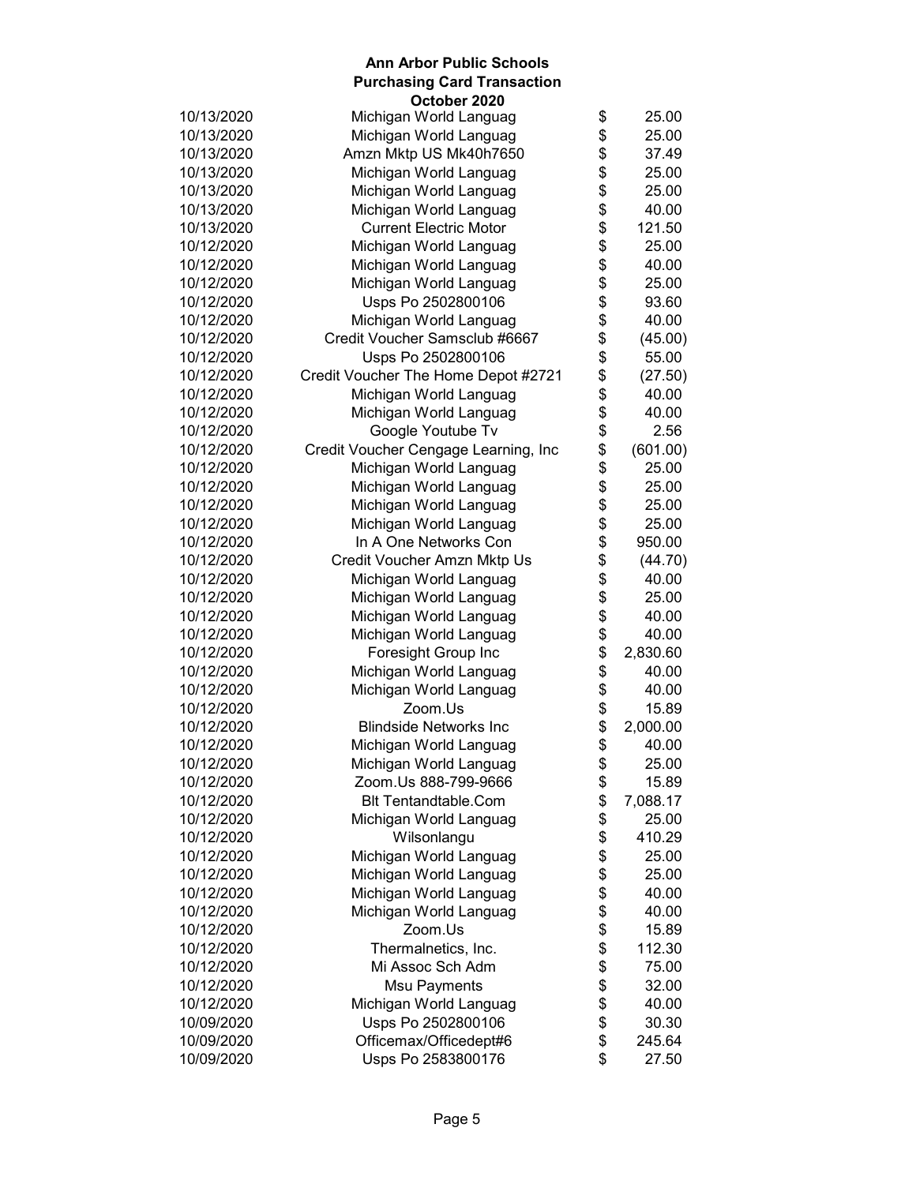**Ann Arbor Public Schools**
**Purchasing Card Transaction**
**October 2020**

| | | | |
|---|---|---|---|
| 10/13/2020 | Michigan World Languag | $ | 25.00 |
| 10/13/2020 | Michigan World Languag | $ | 25.00 |
| 10/13/2020 | Amzn Mktp US Mk40h7650 | $ | 37.49 |
| 10/13/2020 | Michigan World Languag | $ | 25.00 |
| 10/13/2020 | Michigan World Languag | $ | 25.00 |
| 10/13/2020 | Michigan World Languag | $ | 40.00 |
| 10/13/2020 | Current Electric Motor | $ | 121.50 |
| 10/12/2020 | Michigan World Languag | $ | 25.00 |
| 10/12/2020 | Michigan World Languag | $ | 40.00 |
| 10/12/2020 | Michigan World Languag | $ | 25.00 |
| 10/12/2020 | Usps Po 2502800106 | $ | 93.60 |
| 10/12/2020 | Michigan World Languag | $ | 40.00 |
| 10/12/2020 | Credit Voucher Samsclub #6667 | $ | (45.00) |
| 10/12/2020 | Usps Po 2502800106 | $ | 55.00 |
| 10/12/2020 | Credit Voucher The Home Depot #2721 | $ | (27.50) |
| 10/12/2020 | Michigan World Languag | $ | 40.00 |
| 10/12/2020 | Michigan World Languag | $ | 40.00 |
| 10/12/2020 | Google Youtube Tv | $ | 2.56 |
| 10/12/2020 | Credit Voucher Cengage Learning, Inc | $ | (601.00) |
| 10/12/2020 | Michigan World Languag | $ | 25.00 |
| 10/12/2020 | Michigan World Languag | $ | 25.00 |
| 10/12/2020 | Michigan World Languag | $ | 25.00 |
| 10/12/2020 | Michigan World Languag | $ | 25.00 |
| 10/12/2020 | In A One Networks Con | $ | 950.00 |
| 10/12/2020 | Credit Voucher Amzn Mktp Us | $ | (44.70) |
| 10/12/2020 | Michigan World Languag | $ | 40.00 |
| 10/12/2020 | Michigan World Languag | $ | 25.00 |
| 10/12/2020 | Michigan World Languag | $ | 40.00 |
| 10/12/2020 | Michigan World Languag | $ | 40.00 |
| 10/12/2020 | Foresight Group Inc | $ | 2,830.60 |
| 10/12/2020 | Michigan World Languag | $ | 40.00 |
| 10/12/2020 | Michigan World Languag | $ | 40.00 |
| 10/12/2020 | Zoom.Us | $ | 15.89 |
| 10/12/2020 | Blindside Networks Inc | $ | 2,000.00 |
| 10/12/2020 | Michigan World Languag | $ | 40.00 |
| 10/12/2020 | Michigan World Languag | $ | 25.00 |
| 10/12/2020 | Zoom.Us 888-799-9666 | $ | 15.89 |
| 10/12/2020 | Blt Tentandtable.Com | $ | 7,088.17 |
| 10/12/2020 | Michigan World Languag | $ | 25.00 |
| 10/12/2020 | Wilsonlangu | $ | 410.29 |
| 10/12/2020 | Michigan World Languag | $ | 25.00 |
| 10/12/2020 | Michigan World Languag | $ | 25.00 |
| 10/12/2020 | Michigan World Languag | $ | 40.00 |
| 10/12/2020 | Michigan World Languag | $ | 40.00 |
| 10/12/2020 | Zoom.Us | $ | 15.89 |
| 10/12/2020 | Thermalnetics, Inc. | $ | 112.30 |
| 10/12/2020 | Mi Assoc Sch Adm | $ | 75.00 |
| 10/12/2020 | Msu Payments | $ | 32.00 |
| 10/12/2020 | Michigan World Languag | $ | 40.00 |
| 10/09/2020 | Usps Po 2502800106 | $ | 30.30 |
| 10/09/2020 | Officemax/Officedept#6 | $ | 245.64 |
| 10/09/2020 | Usps Po 2583800176 | $ | 27.50 |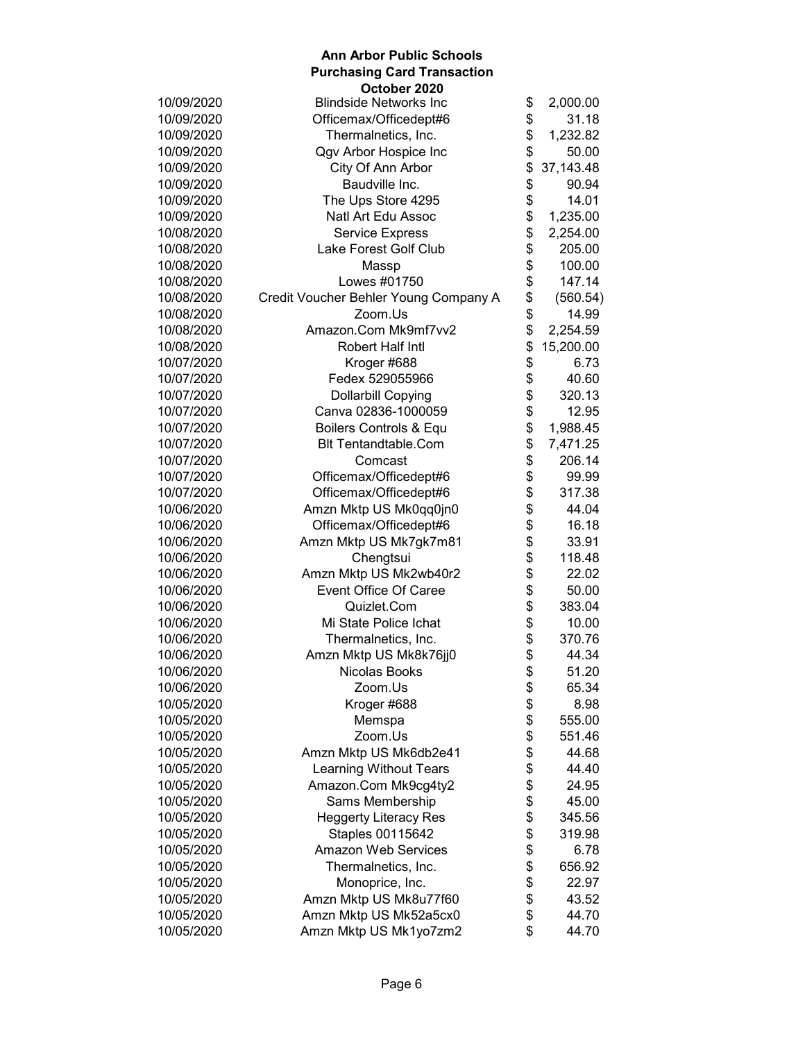**Ann Arbor Public Schools**
**Purchasing Card Transaction**
**October 2020**

| Date | Vendor | Amount |
|---|---|---|
| 10/09/2020 | Blindside Networks Inc | $ 2,000.00 |
| 10/09/2020 | Officemax/Officedept#6 | $ 31.18 |
| 10/09/2020 | Thermalnetics, Inc. | $ 1,232.82 |
| 10/09/2020 | Qgv Arbor Hospice Inc | $ 50.00 |
| 10/09/2020 | City Of Ann Arbor | $ 37,143.48 |
| 10/09/2020 | Baudville Inc. | $ 90.94 |
| 10/09/2020 | The Ups Store 4295 | $ 14.01 |
| 10/09/2020 | Natl Art Edu Assoc | $ 1,235.00 |
| 10/08/2020 | Service Express | $ 2,254.00 |
| 10/08/2020 | Lake Forest Golf Club | $ 205.00 |
| 10/08/2020 | Massp | $ 100.00 |
| 10/08/2020 | Lowes #01750 | $ 147.14 |
| 10/08/2020 | Credit Voucher Behler Young Company A | $ (560.54) |
| 10/08/2020 | Zoom.Us | $ 14.99 |
| 10/08/2020 | Amazon.Com Mk9mf7vv2 | $ 2,254.59 |
| 10/08/2020 | Robert Half Intl | $ 15,200.00 |
| 10/07/2020 | Kroger #688 | $ 6.73 |
| 10/07/2020 | Fedex 529055966 | $ 40.60 |
| 10/07/2020 | Dollarbill Copying | $ 320.13 |
| 10/07/2020 | Canva 02836-1000059 | $ 12.95 |
| 10/07/2020 | Boilers Controls & Equ | $ 1,988.45 |
| 10/07/2020 | Blt Tentandtable.Com | $ 7,471.25 |
| 10/07/2020 | Comcast | $ 206.14 |
| 10/07/2020 | Officemax/Officedept#6 | $ 99.99 |
| 10/07/2020 | Officemax/Officedept#6 | $ 317.38 |
| 10/06/2020 | Amzn Mktp US Mk0qq0jn0 | $ 44.04 |
| 10/06/2020 | Officemax/Officedept#6 | $ 16.18 |
| 10/06/2020 | Amzn Mktp US Mk7gk7m81 | $ 33.91 |
| 10/06/2020 | Chengtsui | $ 118.48 |
| 10/06/2020 | Amzn Mktp US Mk2wb40r2 | $ 22.02 |
| 10/06/2020 | Event Office Of Caree | $ 50.00 |
| 10/06/2020 | Quizlet.Com | $ 383.04 |
| 10/06/2020 | Mi State Police Ichat | $ 10.00 |
| 10/06/2020 | Thermalnetics, Inc. | $ 370.76 |
| 10/06/2020 | Amzn Mktp US Mk8k76jj0 | $ 44.34 |
| 10/06/2020 | Nicolas Books | $ 51.20 |
| 10/06/2020 | Zoom.Us | $ 65.34 |
| 10/05/2020 | Kroger #688 | $ 8.98 |
| 10/05/2020 | Memspa | $ 555.00 |
| 10/05/2020 | Zoom.Us | $ 551.46 |
| 10/05/2020 | Amzn Mktp US Mk6db2e41 | $ 44.68 |
| 10/05/2020 | Learning Without Tears | $ 44.40 |
| 10/05/2020 | Amazon.Com Mk9cg4ty2 | $ 24.95 |
| 10/05/2020 | Sams Membership | $ 45.00 |
| 10/05/2020 | Heggerty Literacy Res | $ 345.56 |
| 10/05/2020 | Staples 00115642 | $ 319.98 |
| 10/05/2020 | Amazon Web Services | $ 6.78 |
| 10/05/2020 | Thermalnetics, Inc. | $ 656.92 |
| 10/05/2020 | Monoprice, Inc. | $ 22.97 |
| 10/05/2020 | Amzn Mktp US Mk8u77f60 | $ 43.52 |
| 10/05/2020 | Amzn Mktp US Mk52a5cx0 | $ 44.70 |
| 10/05/2020 | Amzn Mktp US Mk1yo7zm2 | $ 44.70 |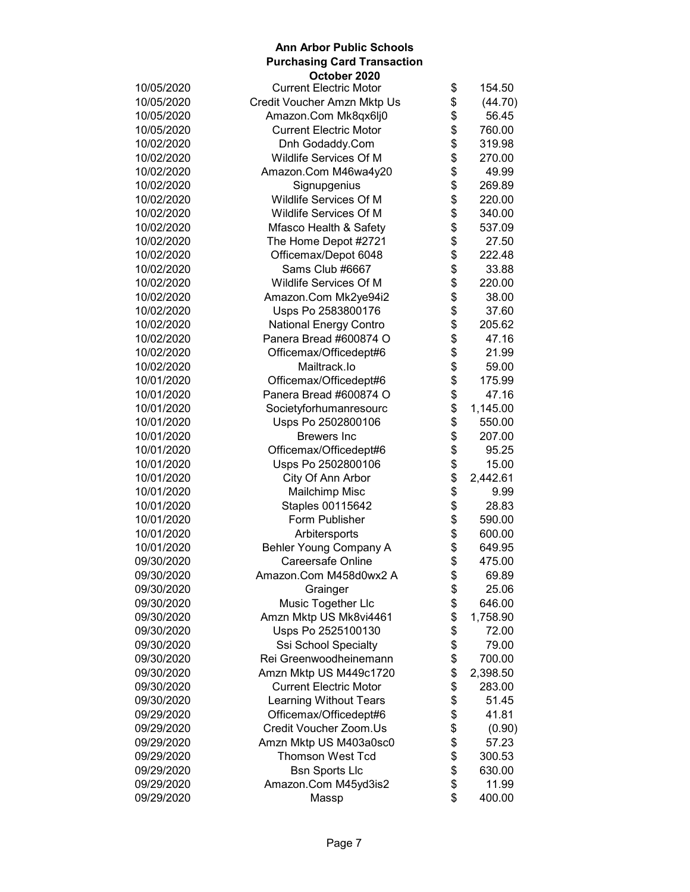# Ann Arbor Public Schools
## Purchasing Card Transaction
### October 2020

| Date | Vendor | Amount |
|---|---|---|
| 10/05/2020 | Current Electric Motor | $ 154.50 |
| 10/05/2020 | Credit Voucher Amzn Mktp Us | $ (44.70) |
| 10/05/2020 | Amazon.Com Mk8qx6lj0 | $ 56.45 |
| 10/05/2020 | Current Electric Motor | $ 760.00 |
| 10/02/2020 | Dnh Godaddy.Com | $ 319.98 |
| 10/02/2020 | Wildlife Services Of M | $ 270.00 |
| 10/02/2020 | Amazon.Com M46wa4y20 | $ 49.99 |
| 10/02/2020 | Signupgenius | $ 269.89 |
| 10/02/2020 | Wildlife Services Of M | $ 220.00 |
| 10/02/2020 | Wildlife Services Of M | $ 340.00 |
| 10/02/2020 | Mfasco Health & Safety | $ 537.09 |
| 10/02/2020 | The Home Depot #2721 | $ 27.50 |
| 10/02/2020 | Officemax/Depot 6048 | $ 222.48 |
| 10/02/2020 | Sams Club #6667 | $ 33.88 |
| 10/02/2020 | Wildlife Services Of M | $ 220.00 |
| 10/02/2020 | Amazon.Com Mk2ye94i2 | $ 38.00 |
| 10/02/2020 | Usps Po 2583800176 | $ 37.60 |
| 10/02/2020 | National Energy Contro | $ 205.62 |
| 10/02/2020 | Panera Bread #600874 O | $ 47.16 |
| 10/02/2020 | Officemax/Officedept#6 | $ 21.99 |
| 10/02/2020 | Mailtrack.Io | $ 59.00 |
| 10/01/2020 | Officemax/Officedept#6 | $ 175.99 |
| 10/01/2020 | Panera Bread #600874 O | $ 47.16 |
| 10/01/2020 | Societyforhumanresourc | $ 1,145.00 |
| 10/01/2020 | Usps Po 2502800106 | $ 550.00 |
| 10/01/2020 | Brewers Inc | $ 207.00 |
| 10/01/2020 | Officemax/Officedept#6 | $ 95.25 |
| 10/01/2020 | Usps Po 2502800106 | $ 15.00 |
| 10/01/2020 | City Of Ann Arbor | $ 2,442.61 |
| 10/01/2020 | Mailchimp Misc | $ 9.99 |
| 10/01/2020 | Staples 00115642 | $ 28.83 |
| 10/01/2020 | Form Publisher | $ 590.00 |
| 10/01/2020 | Arbitersports | $ 600.00 |
| 10/01/2020 | Behler Young Company A | $ 649.95 |
| 09/30/2020 | Careersafe Online | $ 475.00 |
| 09/30/2020 | Amazon.Com M458d0wx2 A | $ 69.89 |
| 09/30/2020 | Grainger | $ 25.06 |
| 09/30/2020 | Music Together Llc | $ 646.00 |
| 09/30/2020 | Amzn Mktp US Mk8vi4461 | $ 1,758.90 |
| 09/30/2020 | Usps Po 2525100130 | $ 72.00 |
| 09/30/2020 | Ssi School Specialty | $ 79.00 |
| 09/30/2020 | Rei Greenwoodheinemann | $ 700.00 |
| 09/30/2020 | Amzn Mktp US M449c1720 | $ 2,398.50 |
| 09/30/2020 | Current Electric Motor | $ 283.00 |
| 09/30/2020 | Learning Without Tears | $ 51.45 |
| 09/29/2020 | Officemax/Officedept#6 | $ 41.81 |
| 09/29/2020 | Credit Voucher Zoom.Us | $ (0.90) |
| 09/29/2020 | Amzn Mktp US M403a0sc0 | $ 57.23 |
| 09/29/2020 | Thomson West Tcd | $ 300.53 |
| 09/29/2020 | Bsn Sports Llc | $ 630.00 |
| 09/29/2020 | Amazon.Com M45yd3is2 | $ 11.99 |
| 09/29/2020 | Massp | $ 400.00 |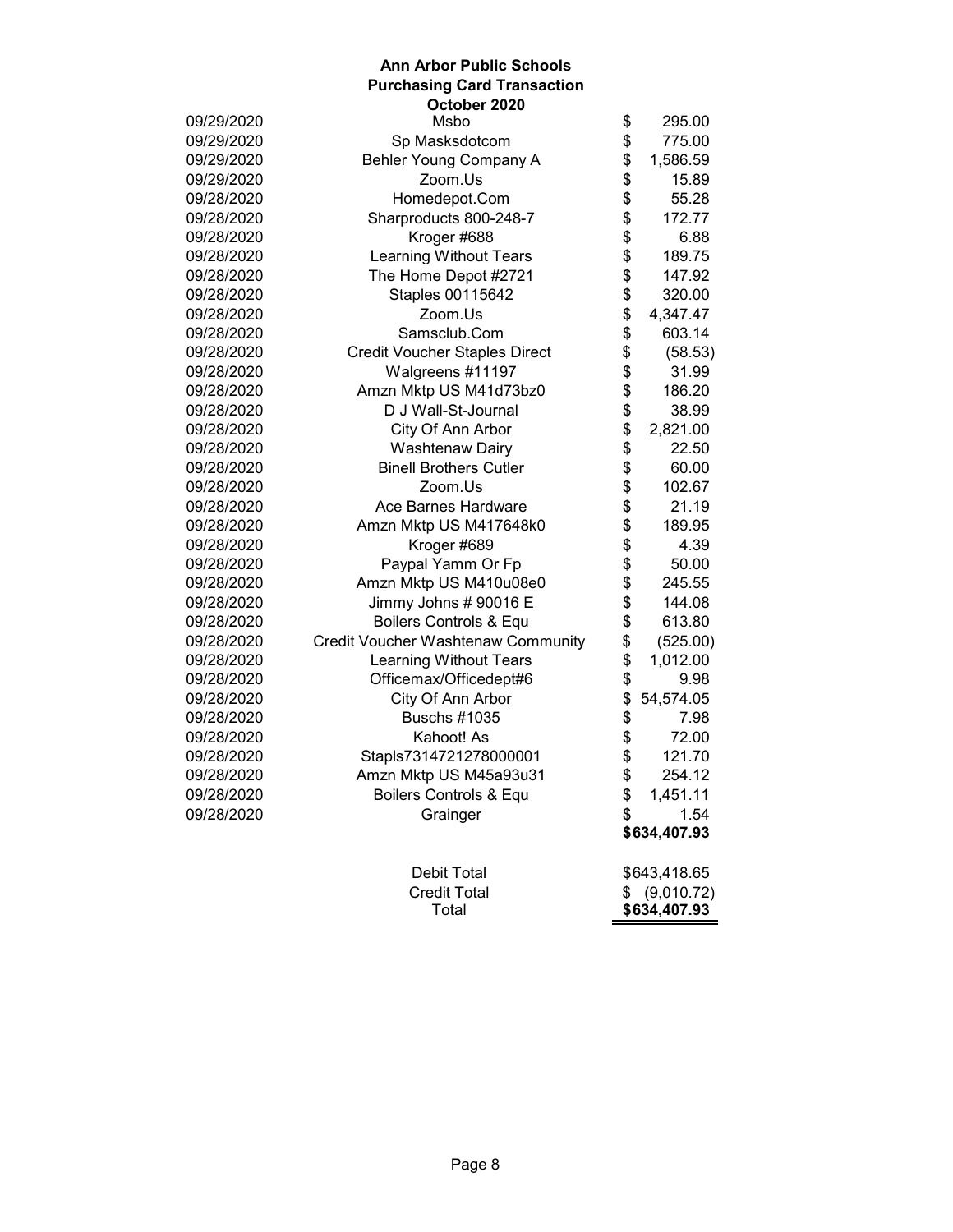**Ann Arbor Public Schools**
**Purchasing Card Transaction**
**October 2020**

| | | |
|---|---|---|
| 09/29/2020 | Msbo | $ 295.00 |
| 09/29/2020 | Sp Masksdotcom | $ 775.00 |
| 09/29/2020 | Behler Young Company A | $ 1,586.59 |
| 09/29/2020 | Zoom.Us | $ 15.89 |
| 09/28/2020 | Homedepot.Com | $ 55.28 |
| 09/28/2020 | Sharproducts 800-248-7 | $ 172.77 |
| 09/28/2020 | Kroger #688 | $ 6.88 |
| 09/28/2020 | Learning Without Tears | $ 189.75 |
| 09/28/2020 | The Home Depot #2721 | $ 147.92 |
| 09/28/2020 | Staples 00115642 | $ 320.00 |
| 09/28/2020 | Zoom.Us | $ 4,347.47 |
| 09/28/2020 | Samsclub.Com | $ 603.14 |
| 09/28/2020 | Credit Voucher Staples Direct | $ (58.53) |
| 09/28/2020 | Walgreens #11197 | $ 31.99 |
| 09/28/2020 | Amzn Mktp US M41d73bz0 | $ 186.20 |
| 09/28/2020 | D J Wall-St-Journal | $ 38.99 |
| 09/28/2020 | City Of Ann Arbor | $ 2,821.00 |
| 09/28/2020 | Washtenaw Dairy | $ 22.50 |
| 09/28/2020 | Binell Brothers Cutler | $ 60.00 |
| 09/28/2020 | Zoom.Us | $ 102.67 |
| 09/28/2020 | Ace Barnes Hardware | $ 21.19 |
| 09/28/2020 | Amzn Mktp US M417648k0 | $ 189.95 |
| 09/28/2020 | Kroger #689 | $ 4.39 |
| 09/28/2020 | Paypal Yamm Or Fp | $ 50.00 |
| 09/28/2020 | Amzn Mktp US M410u08e0 | $ 245.55 |
| 09/28/2020 | Jimmy Johns # 90016 E | $ 144.08 |
| 09/28/2020 | Boilers Controls & Equ | $ 613.80 |
| 09/28/2020 | Credit Voucher Washtenaw Community | $ (525.00) |
| 09/28/2020 | Learning Without Tears | $ 1,012.00 |
| 09/28/2020 | Officemax/Officedept#6 | $ 9.98 |
| 09/28/2020 | City Of Ann Arbor | $ 54,574.05 |
| 09/28/2020 | Buschs #1035 | $ 7.98 |
| 09/28/2020 | Kahoot! As | $ 72.00 |
| 09/28/2020 | Stapls7314721278000001 | $ 121.70 |
| 09/28/2020 | Amzn Mktp US M45a93u31 | $ 254.12 |
| 09/28/2020 | Boilers Controls & Equ | $ 1,451.11 |
| 09/28/2020 | Grainger | $ 1.54 |
| | | **$634,407.93** |

| | |
|---|---|
| Debit Total | $643,418.65 |
| Credit Total | $ (9,010.72) |
| Total | **$634,407.93** |